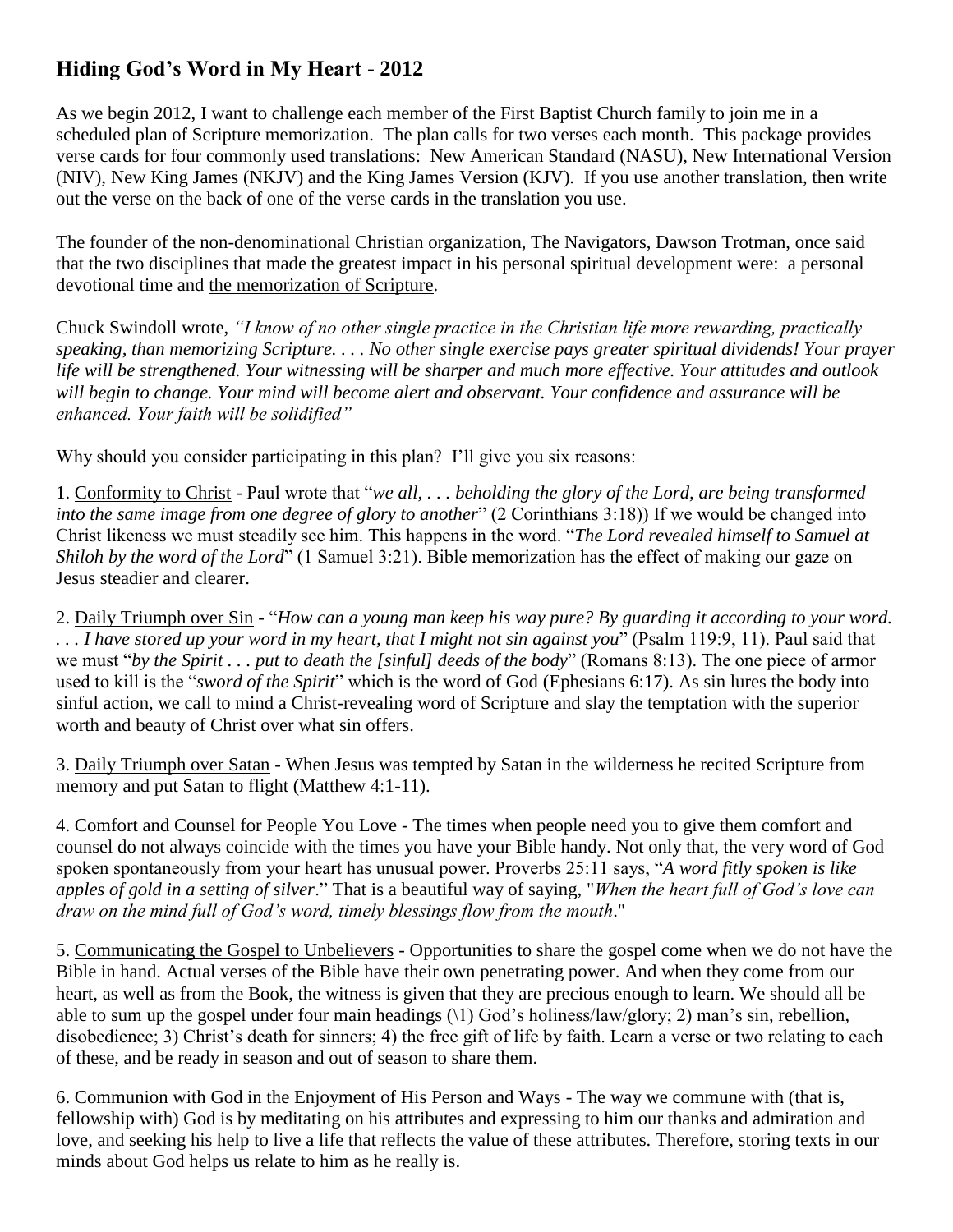## Hiding God's Word in My Heart - 2012

As we begin 2012, I want to challenge each member of the First Baptist Church family to join me in a scheduled plan of Scripture memorization. The plan calls for two verses each month. This package provides verse cards for four commonly used translations: New American Standard (NASU), New International Version (NIV), New King James (NKJV) and the King James Version (KJV). If you use another translation, then write out the verse on the back of one of the verse cards in the translation you use.

The founder of the non-denominational Christian organization, The Navigators, Dawson Trotman, once said that the two disciplines that made the greatest impact in his personal spiritual development were: a personal devotional time and <u>the memorization of Scripture</u>.

Chuck Swindoll wrote, *"I know of no other single practice in the Christian life more rewarding, practically speaking, than memorizing Scripture. . . . No other single exercise pays greater spiritual dividends! Your prayer life will be strengthened. Your witnessing will be sharper and much more effective. Your attitudes and outlook will begin to change. Your mind will become alert and observant. Your confidence and assurance will be enhanced. Your faith will be solidified"*

Why should you consider participating in this plan? I'll give you six reasons:

1. <u>Conformity to Christ</u> - Paul wrote that "*we all, . . . beholding the glory of the Lord, are being transformed into the same image from one degree of glory to another*" (2 Corinthians 3:18)) If we would be changed into Christ likeness we must steadily see him. This happens in the word. "*The Lord revealed himself to Samuel at Shiloh by the word of the Lord*" (1 Samuel 3:21). Bible memorization has the effect of making our gaze on Jesus steadier and clearer.

2. <u>Daily Triumph over Sin</u> - "*How can a young man keep his way pure? By guarding it according to your word. . . . I have stored up your word in my heart, that I might not sin against you*" (Psalm 119:9, 11). Paul said that we must "*by the Spirit . . . put to death the [sinful] deeds of the body*" (Romans 8:13). The one piece of armor used to kill is the "*sword of the Spirit*" which is the word of God (Ephesians 6:17). As sin lures the body into sinful action, we call to mind a Christ-revealing word of Scripture and slay the temptation with the superior worth and beauty of Christ over what sin offers.

3. <u>Daily Triumph over Satan</u> - When Jesus was tempted by Satan in the wilderness he recited Scripture from memory and put Satan to flight (Matthew 4:1-11).

4. <u>Comfort and Counsel for People You Love</u> - The times when people need you to give them comfort and counsel do not always coincide with the times you have your Bible handy. Not only that, the very word of God spoken spontaneously from your heart has unusual power. Proverbs 25:11 says, "*A word fitly spoken is like apples of gold in a setting of silver*." That is a beautiful way of saying, "*When the heart full of God's love can draw on the mind full of God's word, timely blessings flow from the mouth*."

5. <u>Communicating the Gospel to Unbelievers</u> - Opportunities to share the gospel come when we do not have the Bible in hand. Actual verses of the Bible have their own penetrating power. And when they come from our heart, as well as from the Book, the witness is given that they are precious enough to learn. We should all be able to sum up the gospel under four main headings (\1) God's holiness/law/glory; 2) man's sin, rebellion, disobedience; 3) Christ's death for sinners; 4) the free gift of life by faith. Learn a verse or two relating to each of these, and be ready in season and out of season to share them.

6. <u>Communion with God in the Enjoyment of His Person and Ways</u> - The way we commune with (that is, fellowship with) God is by meditating on his attributes and expressing to him our thanks and admiration and love, and seeking his help to live a life that reflects the value of these attributes. Therefore, storing texts in our minds about God helps us relate to him as he really is.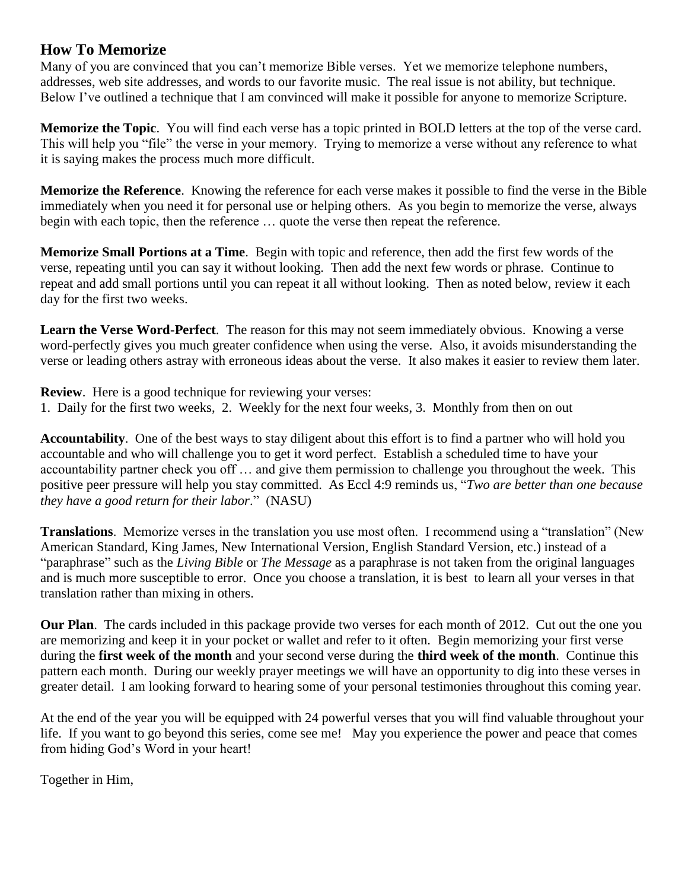## How To Memorize

Many of you are convinced that you can't memorize Bible verses. Yet we memorize telephone numbers, addresses, web site addresses, and words to our favorite music. The real issue is not ability, but technique. Below I've outlined a technique that I am convinced will make it possible for anyone to memorize Scripture.

**Memorize the Topic**. You will find each verse has a topic printed in BOLD letters at the top of the verse card. This will help you "file" the verse in your memory. Trying to memorize a verse without any reference to what it is saying makes the process much more difficult.

**Memorize the Reference**. Knowing the reference for each verse makes it possible to find the verse in the Bible immediately when you need it for personal use or helping others. As you begin to memorize the verse, always begin with each topic, then the reference … quote the verse then repeat the reference.

**Memorize Small Portions at a Time**. Begin with topic and reference, then add the first few words of the verse, repeating until you can say it without looking. Then add the next few words or phrase. Continue to repeat and add small portions until you can repeat it all without looking. Then as noted below, review it each day for the first two weeks.

**Learn the Verse Word-Perfect**. The reason for this may not seem immediately obvious. Knowing a verse word-perfectly gives you much greater confidence when using the verse. Also, it avoids misunderstanding the verse or leading others astray with erroneous ideas about the verse. It also makes it easier to review them later.

**Review**. Here is a good technique for reviewing your verses:
1. Daily for the first two weeks, 2. Weekly for the next four weeks, 3. Monthly from then on out

**Accountability**. One of the best ways to stay diligent about this effort is to find a partner who will hold you accountable and who will challenge you to get it word perfect. Establish a scheduled time to have your accountability partner check you off … and give them permission to challenge you throughout the week. This positive peer pressure will help you stay committed. As Eccl 4:9 reminds us, "*Two are better than one because they have a good return for their labor*." (NASU)

**Translations**. Memorize verses in the translation you use most often. I recommend using a "translation" (New American Standard, King James, New International Version, English Standard Version, etc.) instead of a "paraphrase" such as the *Living Bible* or *The Message* as a paraphrase is not taken from the original languages and is much more susceptible to error. Once you choose a translation, it is best to learn all your verses in that translation rather than mixing in others.

**Our Plan**. The cards included in this package provide two verses for each month of 2012. Cut out the one you are memorizing and keep it in your pocket or wallet and refer to it often. Begin memorizing your first verse during the **first week of the month** and your second verse during the **third week of the month**. Continue this pattern each month. During our weekly prayer meetings we will have an opportunity to dig into these verses in greater detail. I am looking forward to hearing some of your personal testimonies throughout this coming year.

At the end of the year you will be equipped with 24 powerful verses that you will find valuable throughout your life. If you want to go beyond this series, come see me! May you experience the power and peace that comes from hiding God's Word in your heart!

Together in Him,